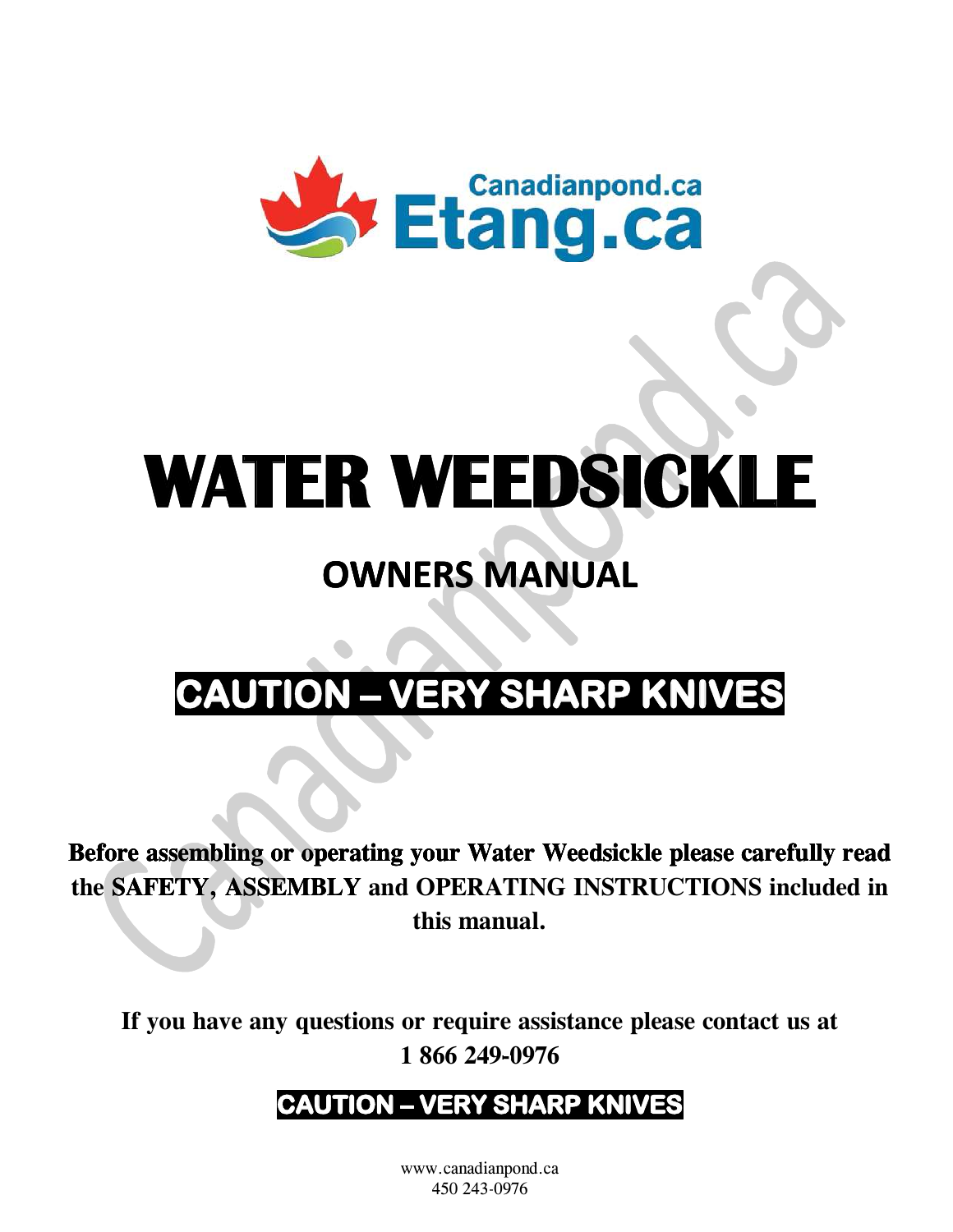Canadianpond.ca
Etang.ca

# WATER WEEDSICKLE

## OWNERS MANUAL

**CAUTION – VERY SHARP KNIVES**

**Before assembling or operating your Water Weedsickle please carefully read the SAFETY, ASSEMBLY and OPERATING INSTRUCTIONS included in this manual.**

**If you have any questions or require assistance please contact us at 1 866 249-0976**

**CAUTION – VERY SHARP KNIVES**

www.canadianpond.ca
450 243-0976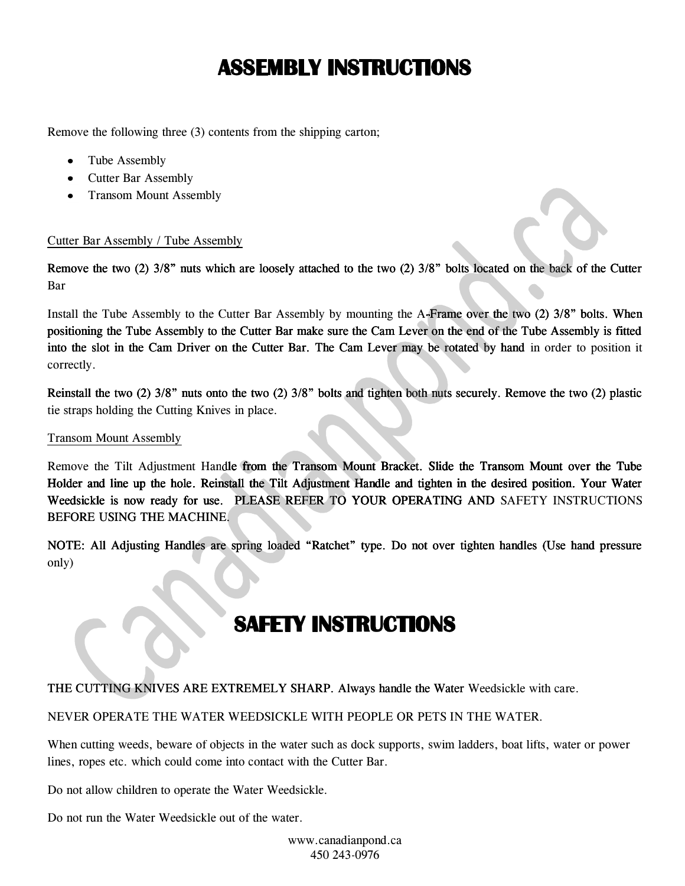# ASSEMBLY INSTRUCTIONS

Remove the following three (3) contents from the shipping carton;

- Tube Assembly
- Cutter Bar Assembly
- Transom Mount Assembly

Cutter Bar Assembly / Tube Assembly

Remove the two (2) 3/8" nuts which are loosely attached to the two (2) 3/8" bolts located on the back of the Cutter Bar

Install the Tube Assembly to the Cutter Bar Assembly by mounting the A-Frame over the two (2) 3/8" bolts. When positioning the Tube Assembly to the Cutter Bar make sure the Cam Lever on the end of the Tube Assembly is fitted into the slot in the Cam Driver on the Cutter Bar. The Cam Lever may be rotated by hand in order to position it correctly.

Reinstall the two (2) 3/8" nuts onto the two (2) 3/8" bolts and tighten both nuts securely. Remove the two (2) plastic tie straps holding the Cutting Knives in place.

Transom Mount Assembly

Remove the Tilt Adjustment Handle from the Transom Mount Bracket. Slide the Transom Mount over the Tube Holder and line up the hole. Reinstall the Tilt Adjustment Handle and tighten in the desired position. Your Water Weedsickle is now ready for use. PLEASE REFER TO YOUR OPERATING AND SAFETY INSTRUCTIONS BEFORE USING THE MACHINE.

NOTE: All Adjusting Handles are spring loaded "Ratchet" type. Do not over tighten handles (Use hand pressure only)

# SAFETY INSTRUCTIONS

THE CUTTING KNIVES ARE EXTREMELY SHARP. Always handle the Water Weedsickle with care.

NEVER OPERATE THE WATER WEEDSICKLE WITH PEOPLE OR PETS IN THE WATER.

When cutting weeds, beware of objects in the water such as dock supports, swim ladders, boat lifts, water or power lines, ropes etc. which could come into contact with the Cutter Bar.

Do not allow children to operate the Water Weedsickle.

Do not run the Water Weedsickle out of the water.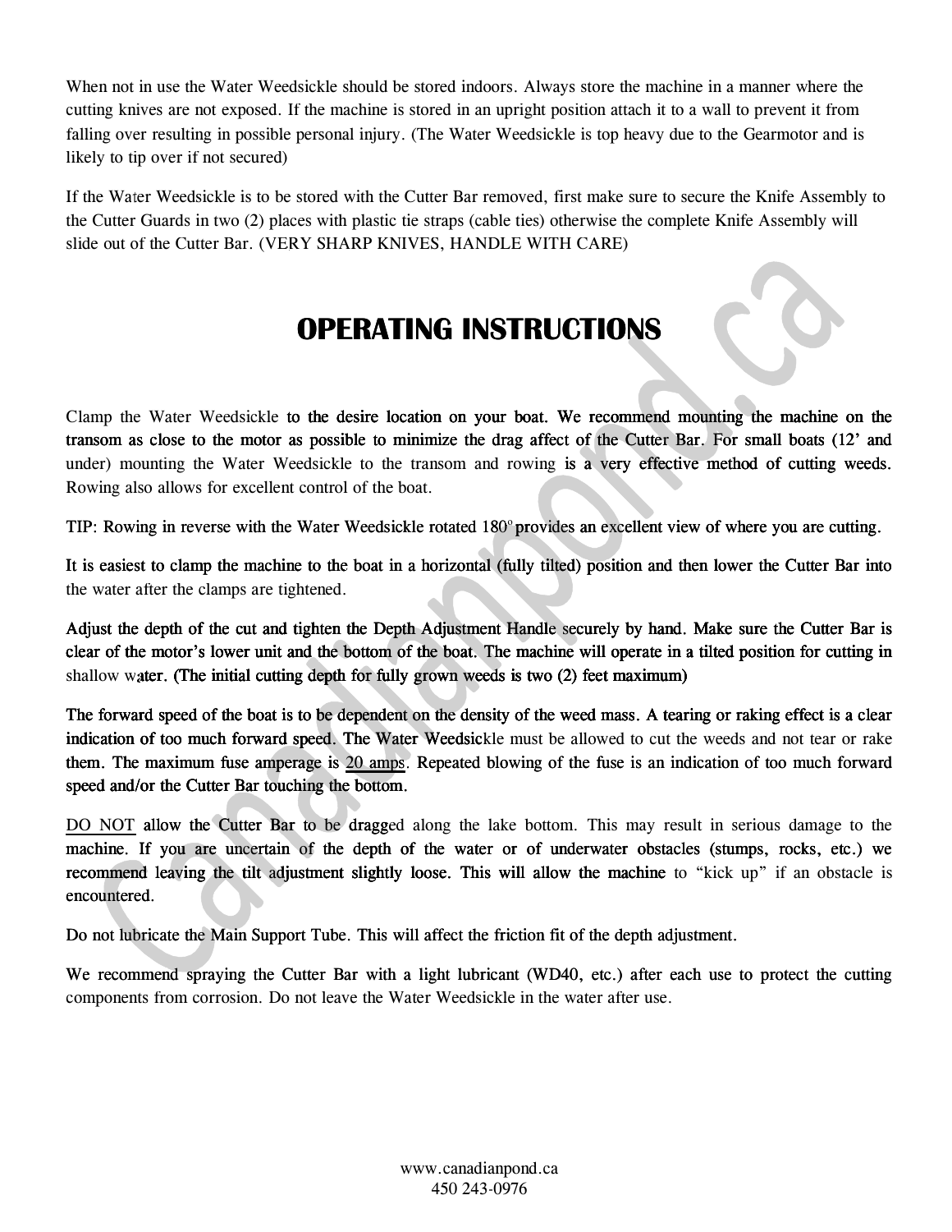When not in use the Water Weedsickle should be stored indoors. Always store the machine in a manner where the cutting knives are not exposed. If the machine is stored in an upright position attach it to a wall to prevent it from falling over resulting in possible personal injury. (The Water Weedsickle is top heavy due to the Gearmotor and is likely to tip over if not secured)

If the Water Weedsickle is to be stored with the Cutter Bar removed, first make sure to secure the Knife Assembly to the Cutter Guards in two (2) places with plastic tie straps (cable ties) otherwise the complete Knife Assembly will slide out of the Cutter Bar. (VERY SHARP KNIVES, HANDLE WITH CARE)

# OPERATING INSTRUCTIONS

Clamp the Water Weedsickle to the desire location on your boat. We recommend mounting the machine on the transom as close to the motor as possible to minimize the drag affect of the Cutter Bar. For small boats (12' and under) mounting the Water Weedsickle to the transom and rowing is a very effective method of cutting weeds. Rowing also allows for excellent control of the boat.

TIP: Rowing in reverse with the Water Weedsickle rotated 180° provides an excellent view of where you are cutting.

It is easiest to clamp the machine to the boat in a horizontal (fully tilted) position and then lower the Cutter Bar into the water after the clamps are tightened.

Adjust the depth of the cut and tighten the Depth Adjustment Handle securely by hand. Make sure the Cutter Bar is clear of the motor's lower unit and the bottom of the boat. The machine will operate in a tilted position for cutting in shallow water. (The initial cutting depth for fully grown weeds is two (2) feet maximum)

The forward speed of the boat is to be dependent on the density of the weed mass. A tearing or raking effect is a clear indication of too much forward speed. The Water Weedsickle must be allowed to cut the weeds and not tear or rake them. The maximum fuse amperage is <u>20 amps</u>. Repeated blowing of the fuse is an indication of too much forward speed and/or the Cutter Bar touching the bottom.

<u>DO NOT</u> allow the Cutter Bar to be dragged along the lake bottom. This may result in serious damage to the machine. If you are uncertain of the depth of the water or of underwater obstacles (stumps, rocks, etc.) we recommend leaving the tilt adjustment slightly loose. This will allow the machine to "kick up" if an obstacle is encountered.

Do not lubricate the Main Support Tube. This will affect the friction fit of the depth adjustment.

We recommend spraying the Cutter Bar with a light lubricant (WD40, etc.) after each use to protect the cutting components from corrosion. Do not leave the Water Weedsickle in the water after use.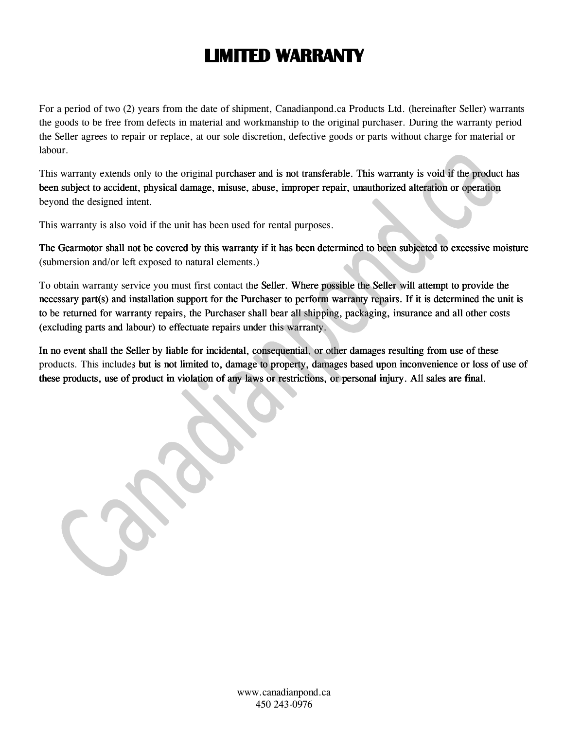# LIMITED WARRANTY

For a period of two (2) years from the date of shipment, Canadianpond.ca Products Ltd. (hereinafter Seller) warrants the goods to be free from defects in material and workmanship to the original purchaser. During the warranty period the Seller agrees to repair or replace, at our sole discretion, defective goods or parts without charge for material or labour.

This warranty extends only to the original purchaser and is not transferable. This warranty is void if the product has been subject to accident, physical damage, misuse, abuse, improper repair, unauthorized alteration or operation beyond the designed intent.

This warranty is also void if the unit has been used for rental purposes.

The Gearmotor shall not be covered by this warranty if it has been determined to been subjected to excessive moisture (submersion and/or left exposed to natural elements.)

To obtain warranty service you must first contact the Seller. Where possible the Seller will attempt to provide the necessary part(s) and installation support for the Purchaser to perform warranty repairs. If it is determined the unit is to be returned for warranty repairs, the Purchaser shall bear all shipping, packaging, insurance and all other costs (excluding parts and labour) to effectuate repairs under this warranty.

In no event shall the Seller by liable for incidental, consequential, or other damages resulting from use of these products. This includes but is not limited to, damage to property, damages based upon inconvenience or loss of use of these products, use of product in violation of any laws or restrictions, or personal injury. All sales are final.

www.canadianpond.ca
450 243-0976